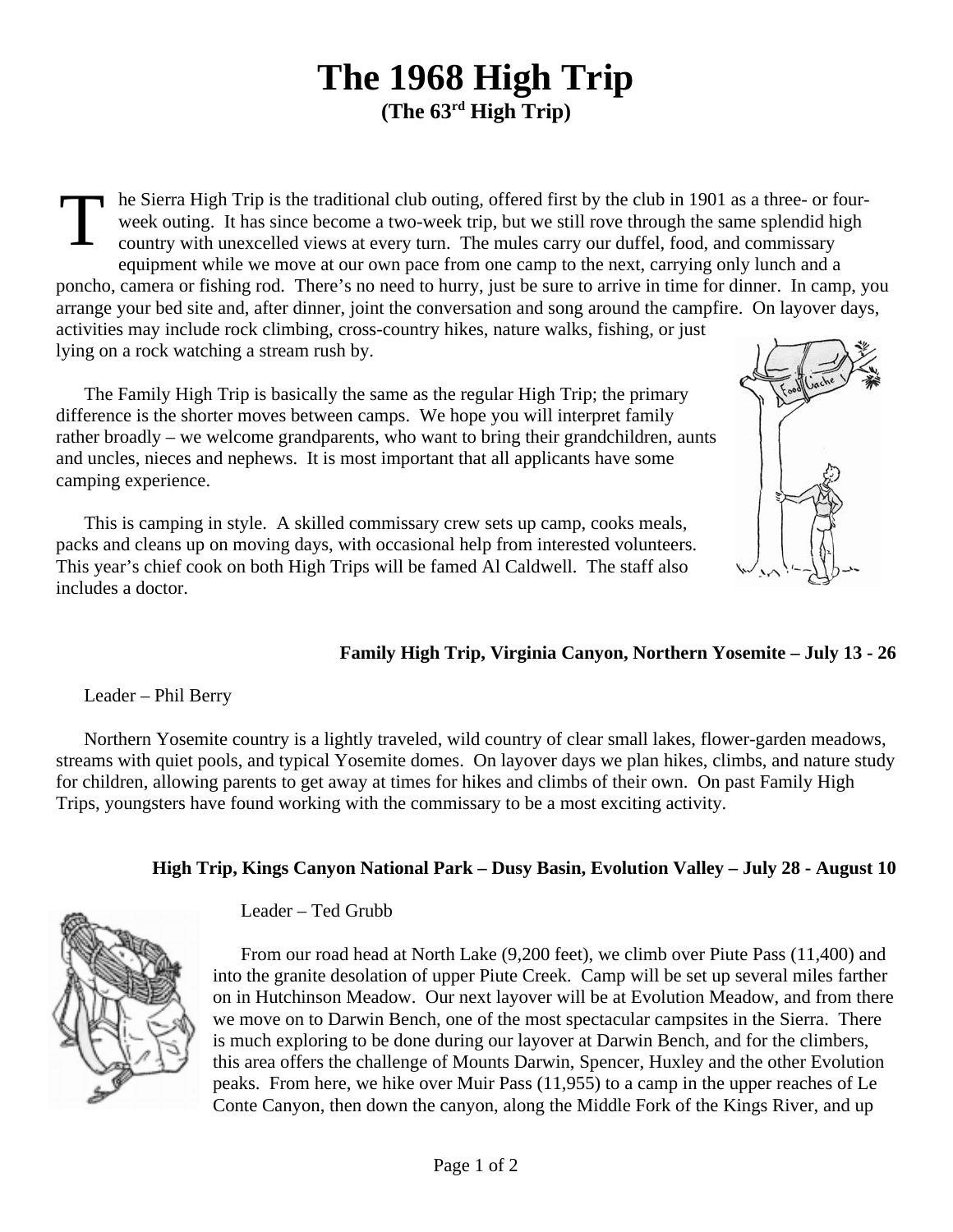# The 1968 High Trip

**(The 63rd High Trip)**

The Sierra High Trip is the traditional club outing, offered first by the club in 1901 as a three- or four-week outing. It has since become a two-week trip, but we still rove through the same splendid high country with unexcelled views at every turn. The mules carry our duffel, food, and commissary equipment while we move at our own pace from one camp to the next, carrying only lunch and a poncho, camera or fishing rod. There's no need to hurry, just be sure to arrive in time for dinner. In camp, you arrange your bed site and, after dinner, joint the conversation and song around the campfire. On layover days, activities may include rock climbing, cross-country hikes, nature walks, fishing, or just lying on a rock watching a stream rush by.

The Family High Trip is basically the same as the regular High Trip; the primary difference is the shorter moves between camps. We hope you will interpret family rather broadly – we welcome grandparents, who want to bring their grandchildren, aunts and uncles, nieces and nephews. It is most important that all applicants have some camping experience.

This is camping in style. A skilled commissary crew sets up camp, cooks meals, packs and cleans up on moving days, with occasional help from interested volunteers. This year's chief cook on both High Trips will be famed Al Caldwell. The staff also includes a doctor.

### Family High Trip, Virginia Canyon, Northern Yosemite – July 13 - 26

Leader – Phil Berry

Northern Yosemite country is a lightly traveled, wild country of clear small lakes, flower-garden meadows, streams with quiet pools, and typical Yosemite domes. On layover days we plan hikes, climbs, and nature study for children, allowing parents to get away at times for hikes and climbs of their own. On past Family High Trips, youngsters have found working with the commissary to be a most exciting activity.

### High Trip, Kings Canyon National Park – Dusy Basin, Evolution Valley – July 28 - August 10

Leader – Ted Grubb

From our road head at North Lake (9,200 feet), we climb over Piute Pass (11,400) and into the granite desolation of upper Piute Creek. Camp will be set up several miles farther on in Hutchinson Meadow. Our next layover will be at Evolution Meadow, and from there we move on to Darwin Bench, one of the most spectacular campsites in the Sierra. There is much exploring to be done during our layover at Darwin Bench, and for the climbers, this area offers the challenge of Mounts Darwin, Spencer, Huxley and the other Evolution peaks. From here, we hike over Muir Pass (11,955) to a camp in the upper reaches of Le Conte Canyon, then down the canyon, along the Middle Fork of the Kings River, and up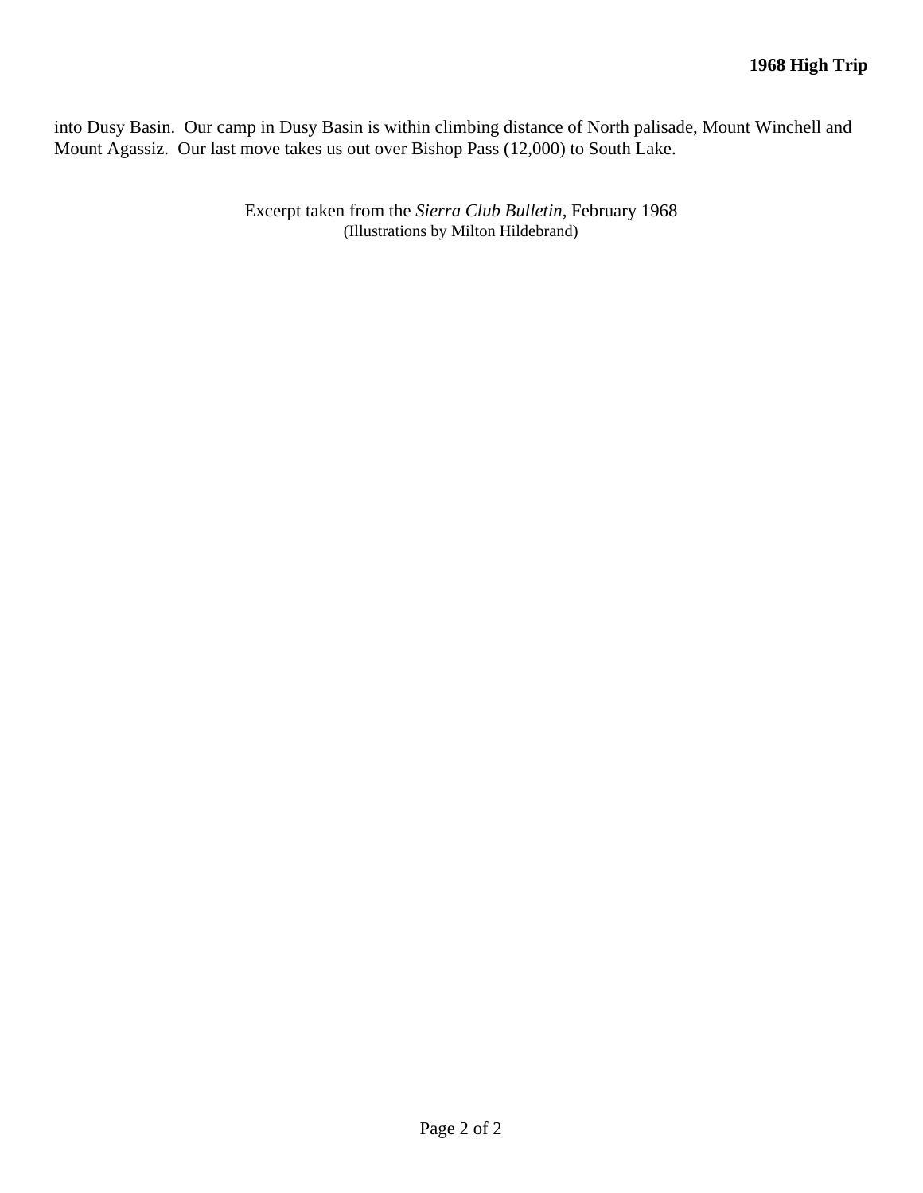into Dusy Basin. Our camp in Dusy Basin is within climbing distance of North palisade, Mount Winchell and Mount Agassiz. Our last move takes us out over Bishop Pass (12,000) to South Lake.

Excerpt taken from the *Sierra Club Bulletin*, February 1968
(Illustrations by Milton Hildebrand)